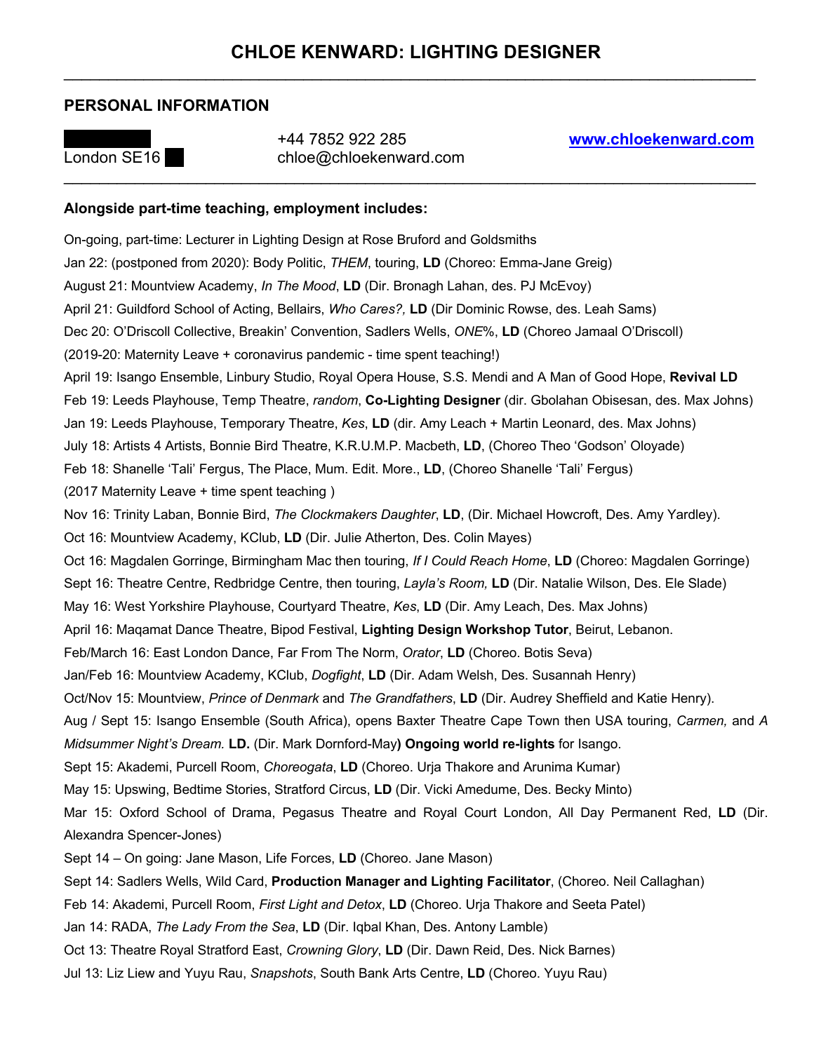# CHLOE KENWARD: LIGHTING DESIGNER

## PERSONAL INFORMATION

London SE16

+44 7852 922 285
chloe@chloekenward.com

**www.chloekenward.com**

---

**Alongside part-time teaching, employment includes:**

On-going, part-time: Lecturer in Lighting Design at Rose Bruford and Goldsmiths

Jan 22: (postponed from 2020): Body Politic, *THEM*, touring, **LD** (Choreo: Emma-Jane Greig)

August 21: Mountview Academy, *In The Mood*, **LD** (Dir. Bronagh Lahan, des. PJ McEvoy)

April 21: Guildford School of Acting, Bellairs, *Who Cares?,* **LD** (Dir Dominic Rowse, des. Leah Sams)

Dec 20: O'Driscoll Collective, Breakin' Convention, Sadlers Wells, *ONE*%, **LD** (Choreo Jamaal O'Driscoll)

(2019-20: Maternity Leave + coronavirus pandemic - time spent teaching!)

April 19: Isango Ensemble, Linbury Studio, Royal Opera House, S.S. Mendi and A Man of Good Hope, **Revival LD**

Feb 19: Leeds Playhouse, Temp Theatre, *random*, **Co-Lighting Designer** (dir. Gbolahan Obisesan, des. Max Johns)

Jan 19: Leeds Playhouse, Temporary Theatre, *Kes*, **LD** (dir. Amy Leach + Martin Leonard, des. Max Johns)

July 18: Artists 4 Artists, Bonnie Bird Theatre, K.R.U.M.P. Macbeth, **LD**, (Choreo Theo 'Godson' Oloyade)

Feb 18: Shanelle 'Tali' Fergus, The Place, Mum. Edit. More., **LD**, (Choreo Shanelle 'Tali' Fergus)

(2017 Maternity Leave + time spent teaching )

Nov 16: Trinity Laban, Bonnie Bird, *The Clockmakers Daughter*, **LD**, (Dir. Michael Howcroft, Des. Amy Yardley).

Oct 16: Mountview Academy, KClub, **LD** (Dir. Julie Atherton, Des. Colin Mayes)

Oct 16: Magdalen Gorringe, Birmingham Mac then touring, *If I Could Reach Home*, **LD** (Choreo: Magdalen Gorringe)

Sept 16: Theatre Centre, Redbridge Centre, then touring, *Layla's Room,* **LD** (Dir. Natalie Wilson, Des. Ele Slade)

May 16: West Yorkshire Playhouse, Courtyard Theatre, *Kes*, **LD** (Dir. Amy Leach, Des. Max Johns)

April 16: Maqamat Dance Theatre, Bipod Festival, **Lighting Design Workshop Tutor**, Beirut, Lebanon.

Feb/March 16: East London Dance, Far From The Norm, *Orator*, **LD** (Choreo. Botis Seva)

Jan/Feb 16: Mountview Academy, KClub, *Dogfight*, **LD** (Dir. Adam Welsh, Des. Susannah Henry)

Oct/Nov 15: Mountview, *Prince of Denmark* and *The Grandfathers*, **LD** (Dir. Audrey Sheffield and Katie Henry).

Aug / Sept 15: Isango Ensemble (South Africa), opens Baxter Theatre Cape Town then USA touring, *Carmen,* and *A Midsummer Night's Dream.* **LD.** (Dir. Mark Dornford-May**) Ongoing world re-lights** for Isango.

Sept 15: Akademi, Purcell Room, *Choreogata*, **LD** (Choreo. Urja Thakore and Arunima Kumar)

May 15: Upswing, Bedtime Stories, Stratford Circus, **LD** (Dir. Vicki Amedume, Des. Becky Minto)

Mar 15: Oxford School of Drama, Pegasus Theatre and Royal Court London, All Day Permanent Red, **LD** (Dir. Alexandra Spencer-Jones)

Sept 14 – On going: Jane Mason, Life Forces, **LD** (Choreo. Jane Mason)

Sept 14: Sadlers Wells, Wild Card, **Production Manager and Lighting Facilitator**, (Choreo. Neil Callaghan)

Feb 14: Akademi, Purcell Room, *First Light and Detox*, **LD** (Choreo. Urja Thakore and Seeta Patel)

Jan 14: RADA, *The Lady From the Sea*, **LD** (Dir. Iqbal Khan, Des. Antony Lamble)

Oct 13: Theatre Royal Stratford East, *Crowning Glory*, **LD** (Dir. Dawn Reid, Des. Nick Barnes)

Jul 13: Liz Liew and Yuyu Rau, *Snapshots*, South Bank Arts Centre, **LD** (Choreo. Yuyu Rau)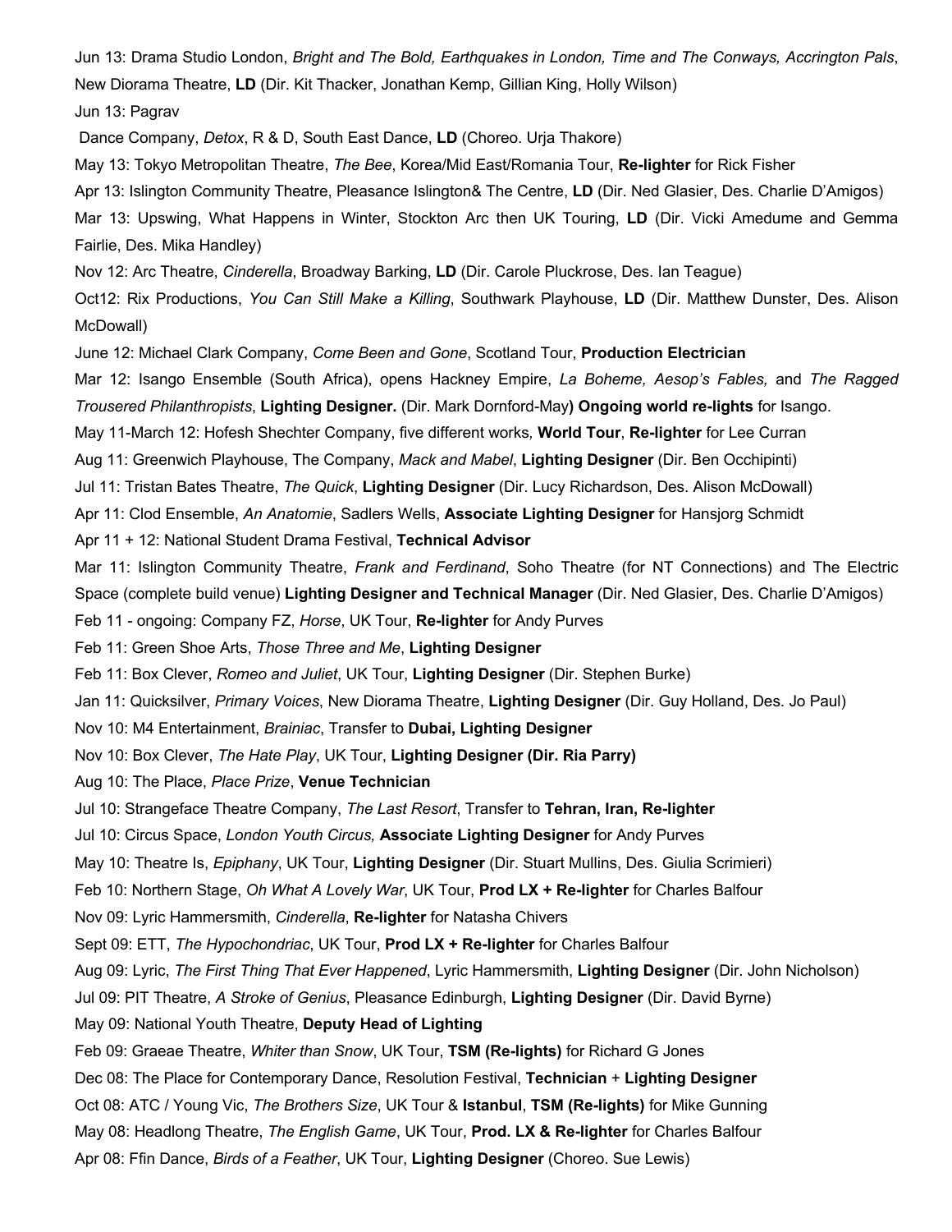Jun 13: Drama Studio London, *Bright and The Bold, Earthquakes in London, Time and The Conways, Accrington Pals*, New Diorama Theatre, **LD** (Dir. Kit Thacker, Jonathan Kemp, Gillian King, Holly Wilson)

Jun 13: Pagrav

Dance Company, *Detox*, R & D, South East Dance, **LD** (Choreo. Urja Thakore)

May 13: Tokyo Metropolitan Theatre, *The Bee*, Korea/Mid East/Romania Tour, **Re-lighter** for Rick Fisher

Apr 13: Islington Community Theatre, Pleasance Islington& The Centre, **LD** (Dir. Ned Glasier, Des. Charlie D'Amigos)

Mar 13: Upswing, What Happens in Winter, Stockton Arc then UK Touring, **LD** (Dir. Vicki Amedume and Gemma Fairlie, Des. Mika Handley)

Nov 12: Arc Theatre, *Cinderella*, Broadway Barking, **LD** (Dir. Carole Pluckrose, Des. Ian Teague)

Oct12: Rix Productions, *You Can Still Make a Killing*, Southwark Playhouse, **LD** (Dir. Matthew Dunster, Des. Alison McDowall)

June 12: Michael Clark Company, *Come Been and Gone*, Scotland Tour, **Production Electrician**

Mar 12: Isango Ensemble (South Africa), opens Hackney Empire, *La Boheme, Aesop's Fables,* and *The Ragged Trousered Philanthropists*, **Lighting Designer.** (Dir. Mark Dornford-May**) Ongoing world re-lights** for Isango.

May 11-March 12: Hofesh Shechter Company, five different works*,* **World Tour**, **Re-lighter** for Lee Curran

Aug 11: Greenwich Playhouse, The Company, *Mack and Mabel*, **Lighting Designer** (Dir. Ben Occhipinti)

Jul 11: Tristan Bates Theatre, *The Quick*, **Lighting Designer** (Dir. Lucy Richardson, Des. Alison McDowall)

Apr 11: Clod Ensemble, *An Anatomie*, Sadlers Wells, **Associate Lighting Designer** for Hansjorg Schmidt

Apr 11 + 12: National Student Drama Festival, **Technical Advisor**

Mar 11: Islington Community Theatre, *Frank and Ferdinand*, Soho Theatre (for NT Connections) and The Electric Space (complete build venue) **Lighting Designer and Technical Manager** (Dir. Ned Glasier, Des. Charlie D'Amigos)

Feb 11 - ongoing: Company FZ, *Horse*, UK Tour, **Re-lighter** for Andy Purves

Feb 11: Green Shoe Arts, *Those Three and Me*, **Lighting Designer**

Feb 11: Box Clever, *Romeo and Juliet*, UK Tour, **Lighting Designer** (Dir. Stephen Burke)

Jan 11: Quicksilver, *Primary Voices*, New Diorama Theatre, **Lighting Designer** (Dir. Guy Holland, Des. Jo Paul)

Nov 10: M4 Entertainment, *Brainiac*, Transfer to **Dubai, Lighting Designer**

Nov 10: Box Clever, *The Hate Play*, UK Tour, **Lighting Designer (Dir. Ria Parry)**

Aug 10: The Place, *Place Prize*, **Venue Technician**

Jul 10: Strangeface Theatre Company, *The Last Resort*, Transfer to **Tehran, Iran, Re-lighter**

Jul 10: Circus Space, *London Youth Circus,* **Associate Lighting Designer** for Andy Purves

May 10: Theatre Is, *Epiphany*, UK Tour, **Lighting Designer** (Dir. Stuart Mullins, Des. Giulia Scrimieri)

Feb 10: Northern Stage, *Oh What A Lovely War*, UK Tour, **Prod LX + Re-lighter** for Charles Balfour

Nov 09: Lyric Hammersmith, *Cinderella*, **Re-lighter** for Natasha Chivers

Sept 09: ETT, *The Hypochondriac*, UK Tour, **Prod LX + Re-lighter** for Charles Balfour

Aug 09: Lyric, *The First Thing That Ever Happened*, Lyric Hammersmith, **Lighting Designer** (Dir. John Nicholson)

Jul 09: PIT Theatre, *A Stroke of Genius*, Pleasance Edinburgh, **Lighting Designer** (Dir. David Byrne)

May 09: National Youth Theatre, **Deputy Head of Lighting**

Feb 09: Graeae Theatre, *Whiter than Snow*, UK Tour, **TSM (Re-lights)** for Richard G Jones

Dec 08: The Place for Contemporary Dance, Resolution Festival, **Technician** + **Lighting Designer**

Oct 08: ATC / Young Vic, *The Brothers Size*, UK Tour & **Istanbul**, **TSM (Re-lights)** for Mike Gunning

May 08: Headlong Theatre, *The English Game*, UK Tour, **Prod. LX & Re-lighter** for Charles Balfour

Apr 08: Ffin Dance, *Birds of a Feather*, UK Tour, **Lighting Designer** (Choreo. Sue Lewis)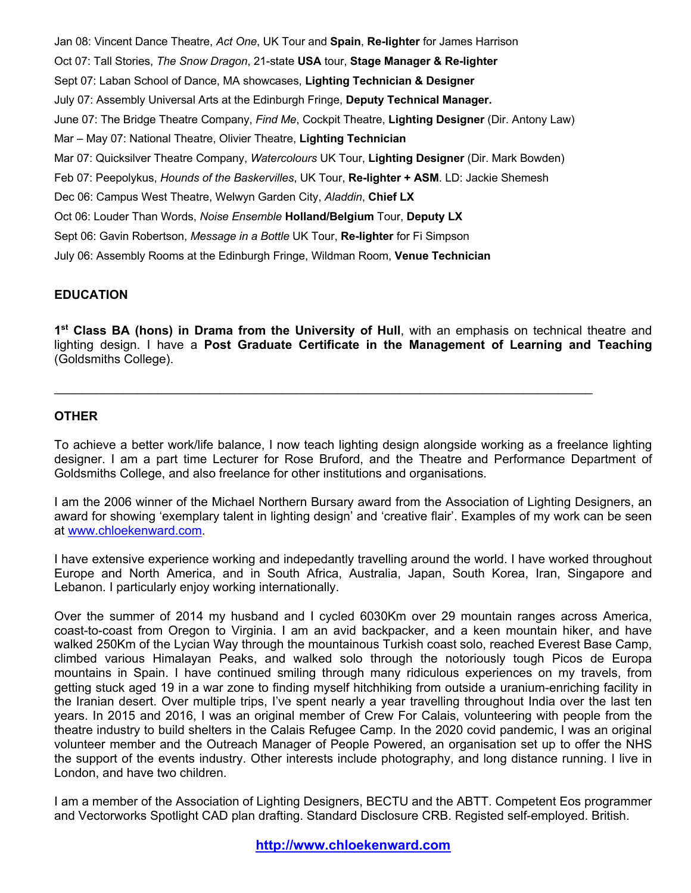Jan 08: Vincent Dance Theatre, *Act One*, UK Tour and **Spain**, **Re-lighter** for James Harrison

Oct 07: Tall Stories, *The Snow Dragon*, 21-state **USA** tour, **Stage Manager & Re-lighter**

Sept 07: Laban School of Dance, MA showcases, **Lighting Technician & Designer**

July 07: Assembly Universal Arts at the Edinburgh Fringe, **Deputy Technical Manager.**

June 07: The Bridge Theatre Company, *Find Me*, Cockpit Theatre, **Lighting Designer** (Dir. Antony Law)

Mar – May 07: National Theatre, Olivier Theatre, **Lighting Technician**

Mar 07: Quicksilver Theatre Company, *Watercolours* UK Tour, **Lighting Designer** (Dir. Mark Bowden)

Feb 07: Peepolykus, *Hounds of the Baskervilles*, UK Tour, **Re-lighter + ASM**. LD: Jackie Shemesh

Dec 06: Campus West Theatre, Welwyn Garden City, *Aladdin*, **Chief LX**

Oct 06: Louder Than Words, *Noise Ensemble* **Holland/Belgium** Tour, **Deputy LX**

Sept 06: Gavin Robertson, *Message in a Bottle* UK Tour, **Re-lighter** for Fi Simpson

July 06: Assembly Rooms at the Edinburgh Fringe, Wildman Room, **Venue Technician**

## EDUCATION

**1st Class BA (hons) in Drama from the University of Hull**, with an emphasis on technical theatre and lighting design. I have a **Post Graduate Certificate in the Management of Learning and Teaching** (Goldsmiths College).

---

## OTHER

To achieve a better work/life balance, I now teach lighting design alongside working as a freelance lighting designer. I am a part time Lecturer for Rose Bruford, and the Theatre and Performance Department of Goldsmiths College, and also freelance for other institutions and organisations.

I am the 2006 winner of the Michael Northern Bursary award from the Association of Lighting Designers, an award for showing 'exemplary talent in lighting design' and 'creative flair'. Examples of my work can be seen at www.chloekenward.com.

I have extensive experience working and indepedantly travelling around the world. I have worked throughout Europe and North America, and in South Africa, Australia, Japan, South Korea, Iran, Singapore and Lebanon. I particularly enjoy working internationally.

Over the summer of 2014 my husband and I cycled 6030Km over 29 mountain ranges across America, coast-to-coast from Oregon to Virginia. I am an avid backpacker, and a keen mountain hiker, and have walked 250Km of the Lycian Way through the mountainous Turkish coast solo, reached Everest Base Camp, climbed various Himalayan Peaks, and walked solo through the notoriously tough Picos de Europa mountains in Spain. I have continued smiling through many ridiculous experiences on my travels, from getting stuck aged 19 in a war zone to finding myself hitchhiking from outside a uranium-enriching facility in the Iranian desert. Over multiple trips, I've spent nearly a year travelling throughout India over the last ten years. In 2015 and 2016, I was an original member of Crew For Calais, volunteering with people from the theatre industry to build shelters in the Calais Refugee Camp. In the 2020 covid pandemic, I was an original volunteer member and the Outreach Manager of People Powered, an organisation set up to offer the NHS the support of the events industry. Other interests include photography, and long distance running. I live in London, and have two children.

I am a member of the Association of Lighting Designers, BECTU and the ABTT. Competent Eos programmer and Vectorworks Spotlight CAD plan drafting. Standard Disclosure CRB. Registed self-employed. British.

**http://www.chloekenward.com**